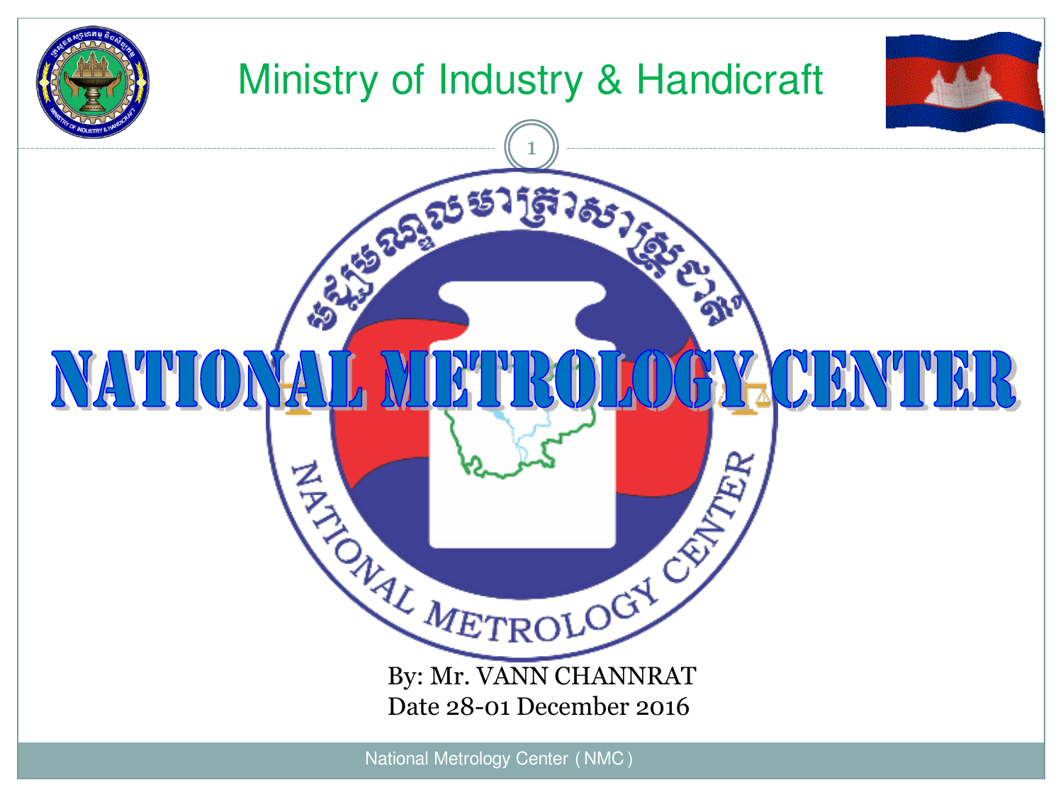# Ministry of Industry & Handicraft

# NATIONAL METROLOGY CENTER

By: Mr. VANN CHANNRAT

Date 28-01 December 2016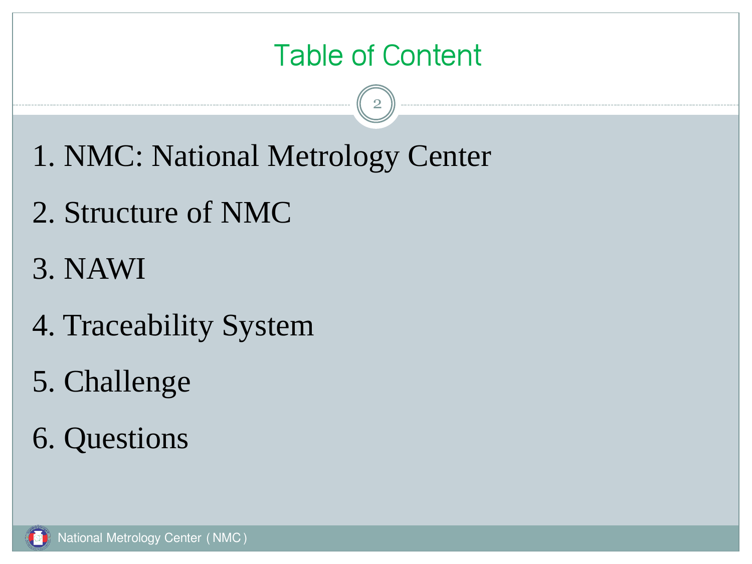# Table of Content

1. NMC: National Metrology Center
2. Structure of NMC
3. NAWI
4. Traceability System
5. Challenge
6. Questions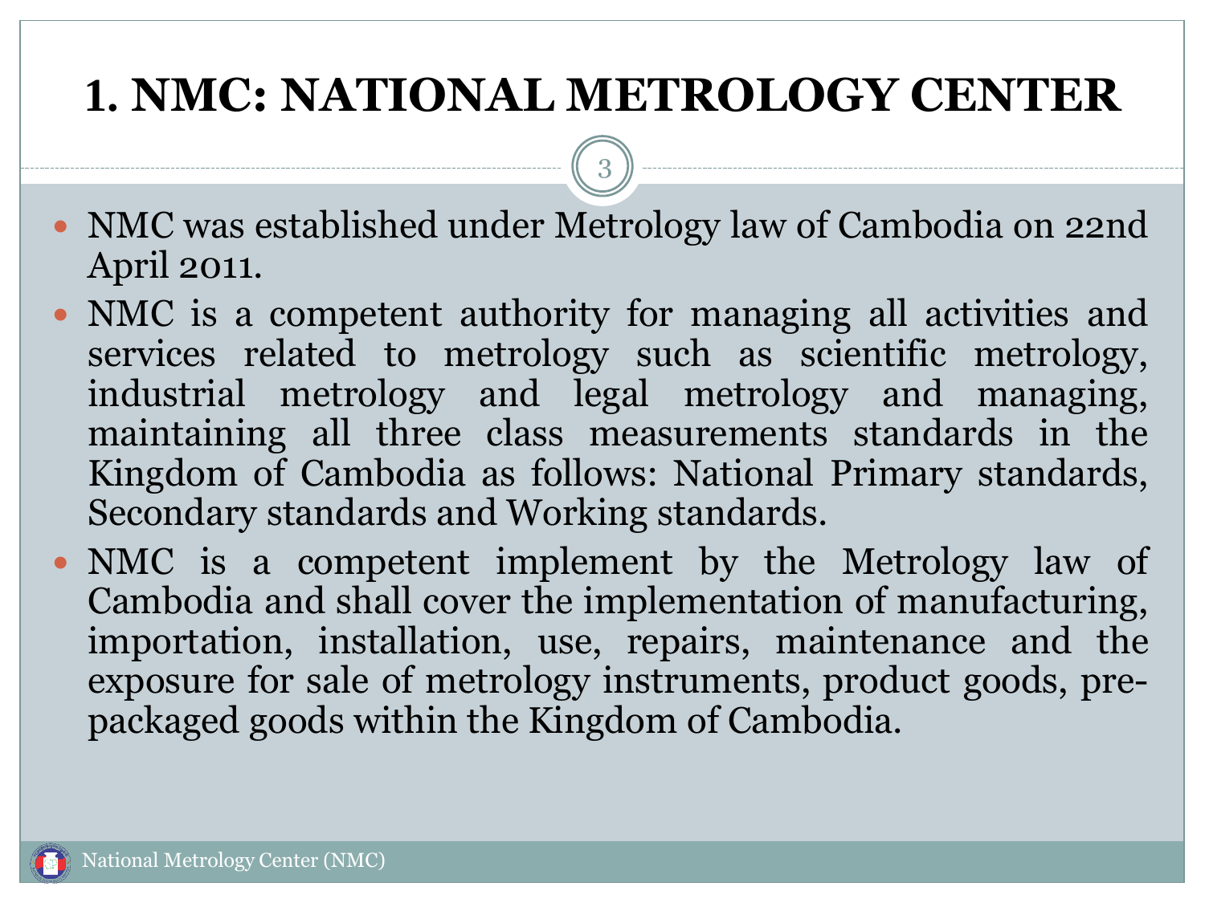# 1. NMC: NATIONAL METROLOGY CENTER

- NMC was established under Metrology law of Cambodia on 22nd April 2011.
- NMC is a competent authority for managing all activities and services related to metrology such as scientific metrology, industrial metrology and legal metrology and managing, maintaining all three class measurements standards in the Kingdom of Cambodia as follows: National Primary standards, Secondary standards and Working standards.
- NMC is a competent implement by the Metrology law of Cambodia and shall cover the implementation of manufacturing, importation, installation, use, repairs, maintenance and the exposure for sale of metrology instruments, product goods, pre-packaged goods within the Kingdom of Cambodia.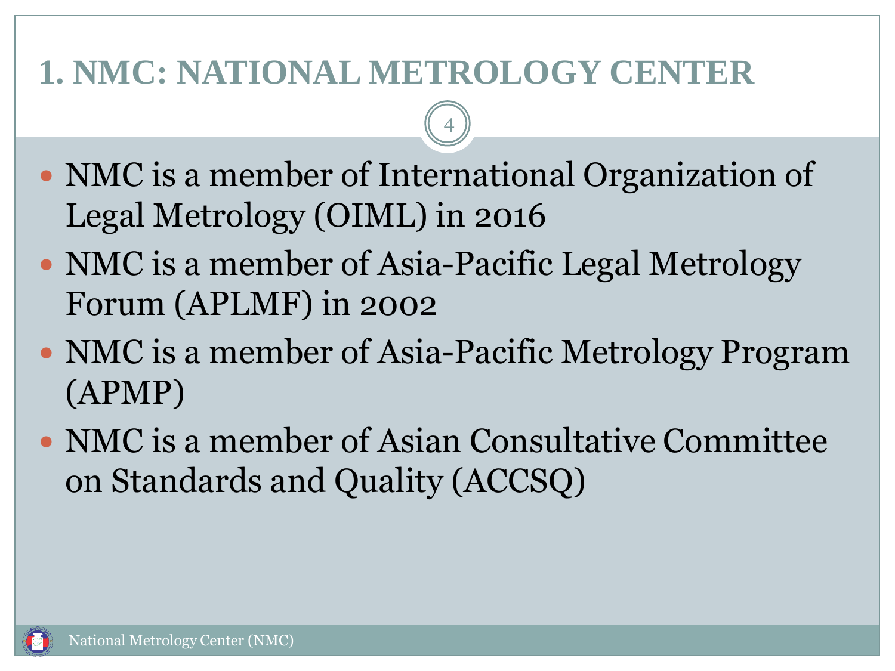# 1. NMC: NATIONAL METROLOGY CENTER

- NMC is a member of International Organization of Legal Metrology (OIML) in 2016
- NMC is a member of Asia-Pacific Legal Metrology Forum (APLMF) in 2002
- NMC is a member of Asia-Pacific Metrology Program (APMP)
- NMC is a member of Asian Consultative Committee on Standards and Quality (ACCSQ)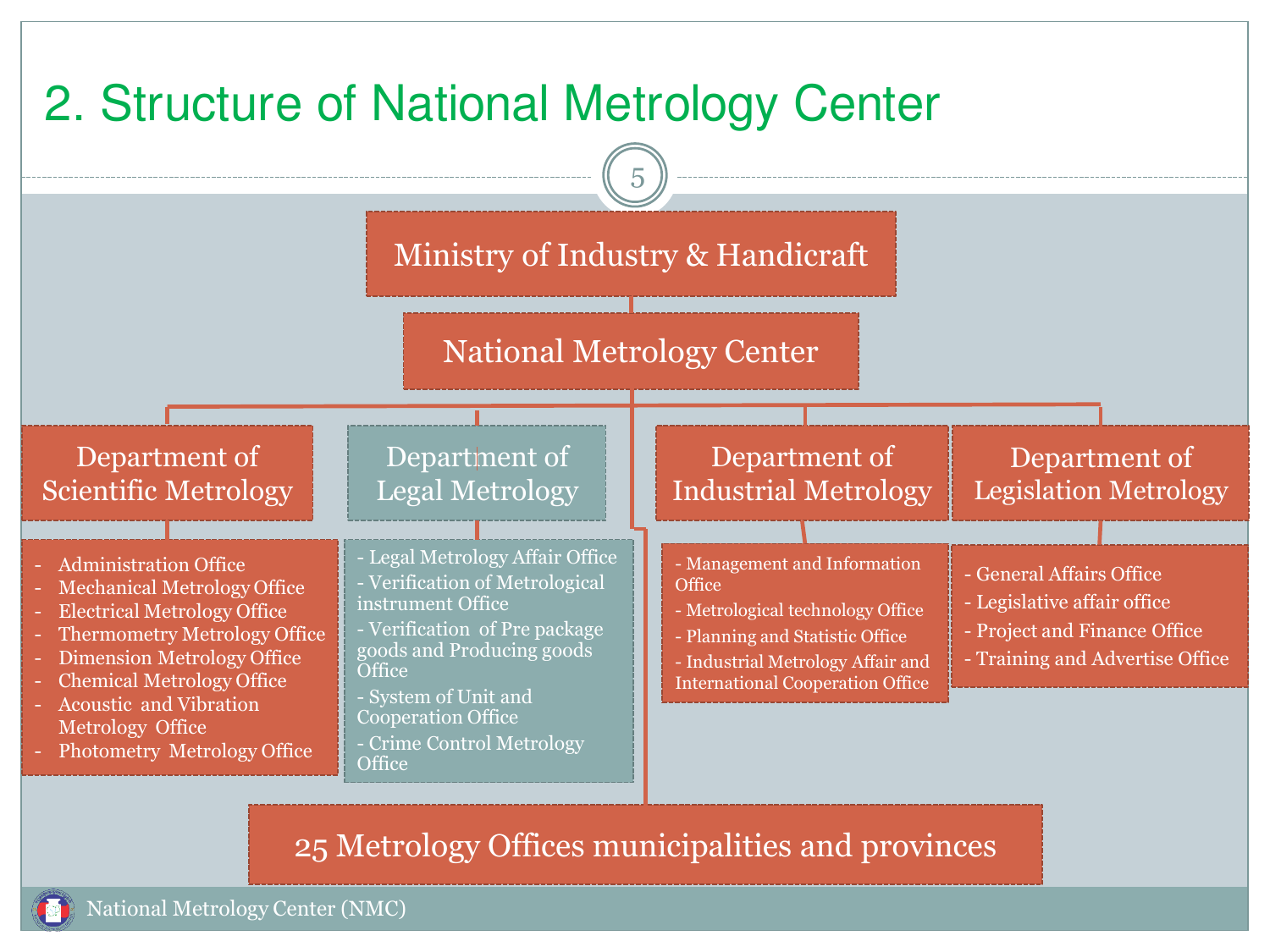# 2. Structure of National Metrology Center

**Ministry of Industry & Handicraft**

**National Metrology Center**

### Department of Scientific Metrology

- Administration Office
- Mechanical Metrology Office
- Electrical Metrology Office
- Thermometry Metrology Office
- Dimension Metrology Office
- Chemical Metrology Office
- Acoustic and Vibration Metrology Office
- Photometry Metrology Office

### Department of Legal Metrology

- Legal Metrology Affair Office
- Verification of Metrological instrument Office
- Verification of Pre package goods and Producing goods Office
- System of Unit and Cooperation Office
- Crime Control Metrology Office

### Department of Industrial Metrology

- Management and Information Office
- Metrological technology Office
- Planning and Statistic Office
- Industrial Metrology Affair and International Cooperation Office

### Department of Legislation Metrology

- General Affairs Office
- Legislative affair office
- Project and Finance Office
- Training and Advertise Office

**25 Metrology Offices municipalities and provinces**

National Metrology Center (NMC)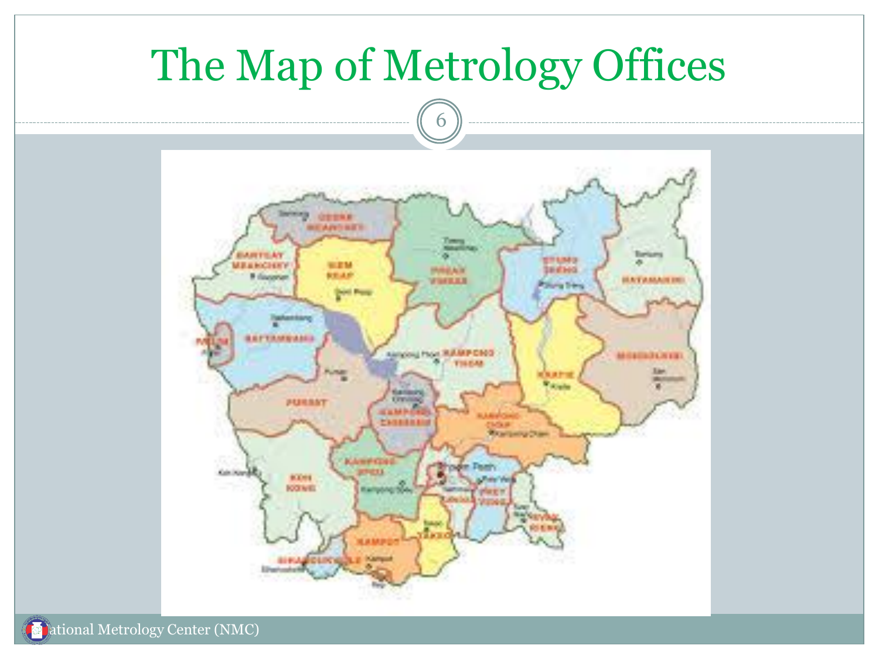# The Map of Metrology Offices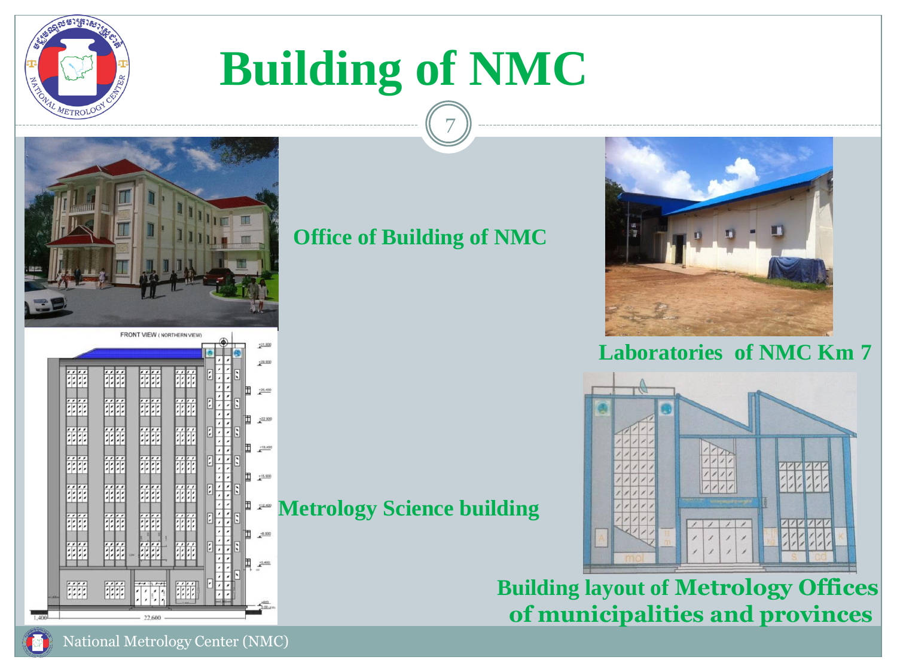# Building of NMC

Office of Building of NMC

Laboratories of NMC Km 7

Metrology Science building

Building layout of Metrology Offices of municipalities and provinces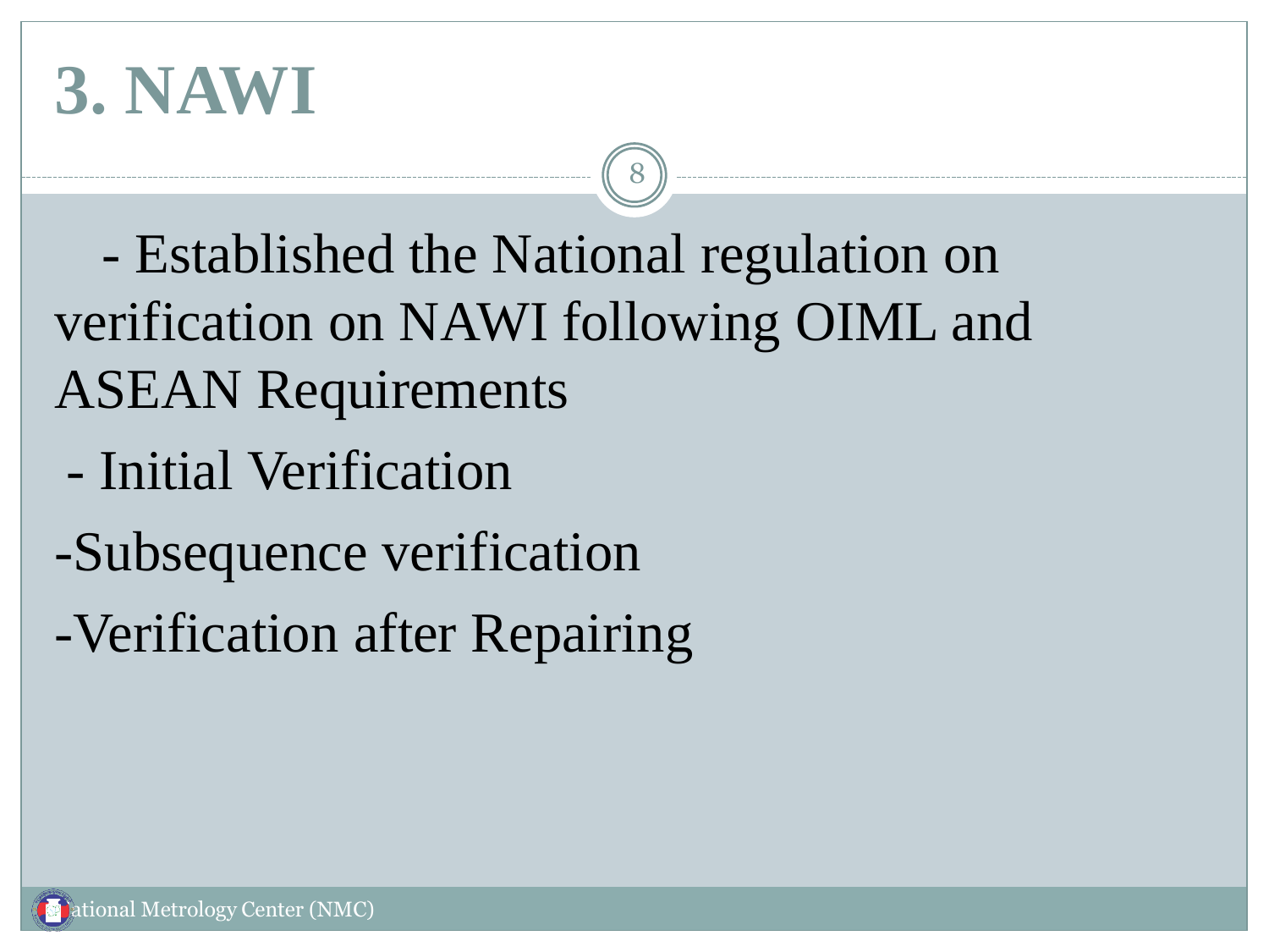# 3. NAWI

- Established the National regulation on verification on NAWI following OIML and ASEAN Requirements
- Initial Verification
- Subsequence verification
- Verification after Repairing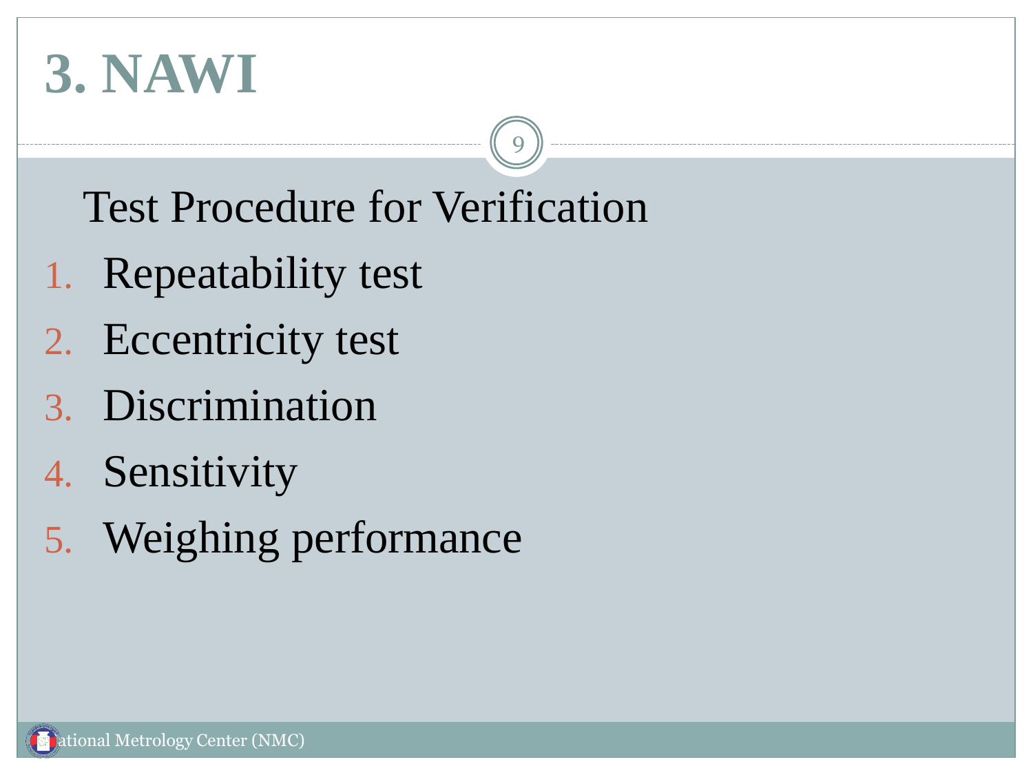# 3. NAWI

Test Procedure for Verification

1. Repeatability test
2. Eccentricity test
3. Discrimination
4. Sensitivity
5. Weighing performance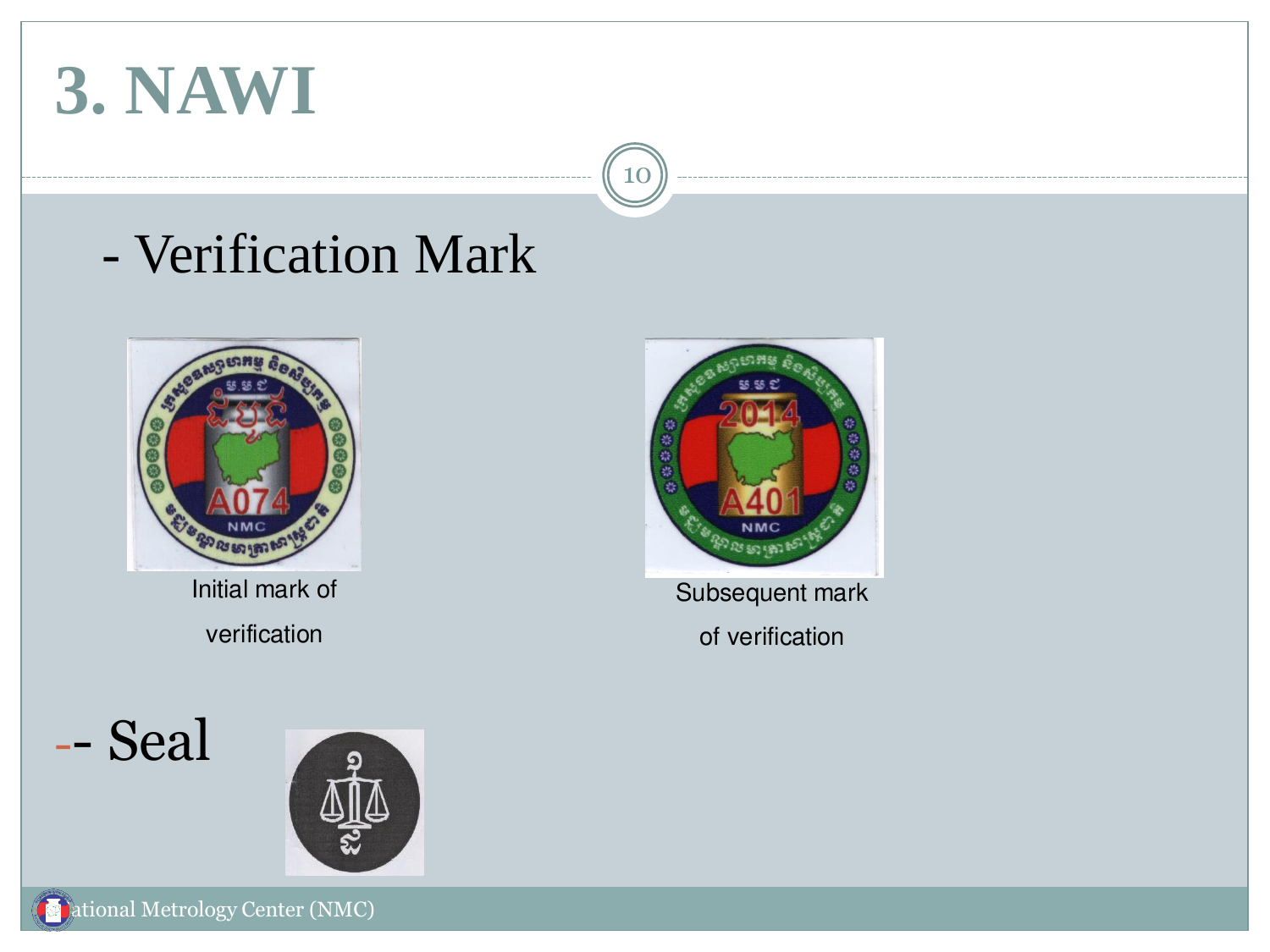# 3. NAWI

- Verification Mark

Initial mark of verification

Subsequent mark of verification

-- Seal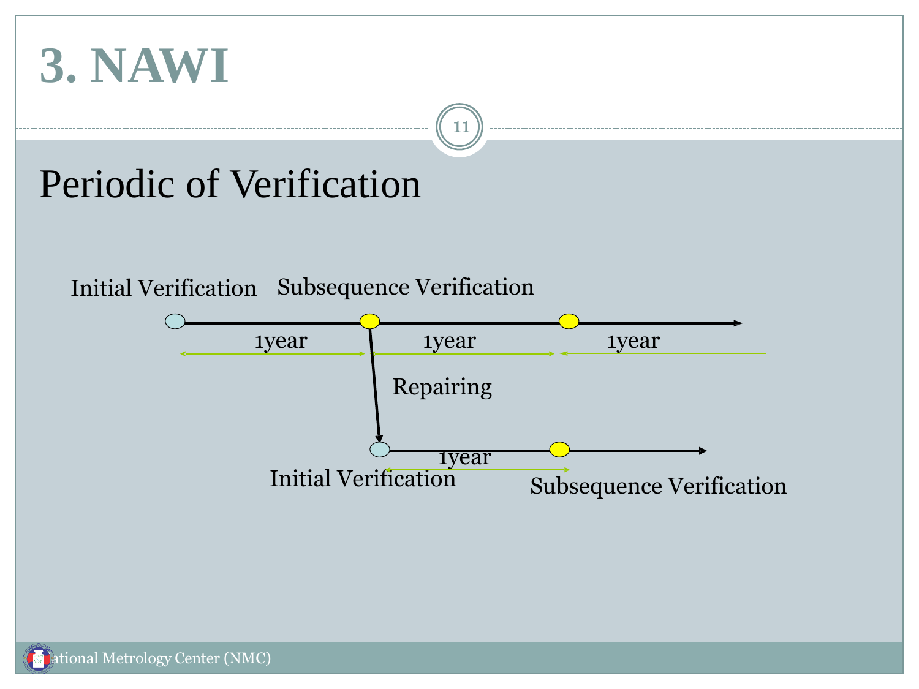# 3. NAWI

## Periodic of Verification

Initial Verification

Subsequence Verification

1year

1year

1year

Repairing

1year

Initial Verification

Subsequence Verification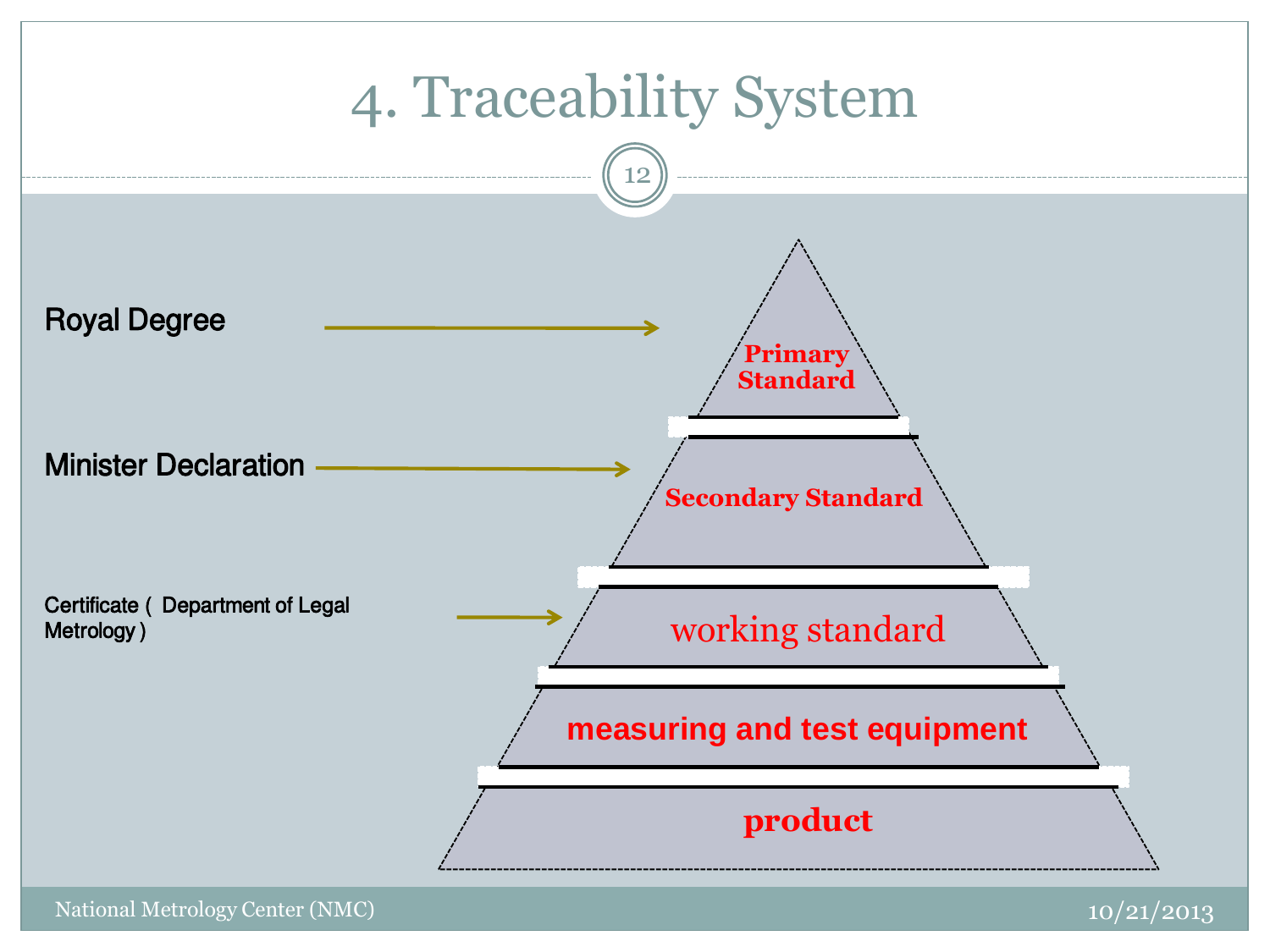# 4. Traceability System

Royal Degree → Primary Standard

Minister Declaration → Secondary Standard

Certificate ( Department of Legal Metrology ) → working standard

measuring and test equipment

product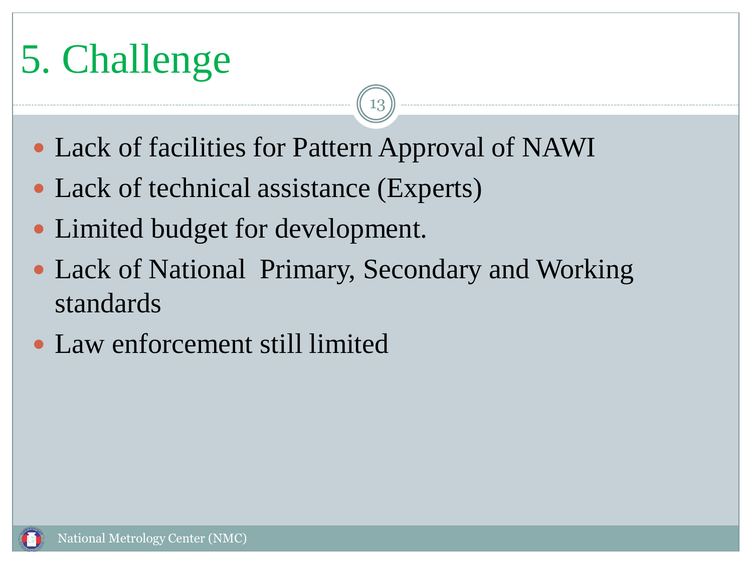# 5. Challenge

- Lack of facilities for Pattern Approval of NAWI
- Lack of technical assistance (Experts)
- Limited budget for development.
- Lack of National Primary, Secondary and Working standards
- Law enforcement still limited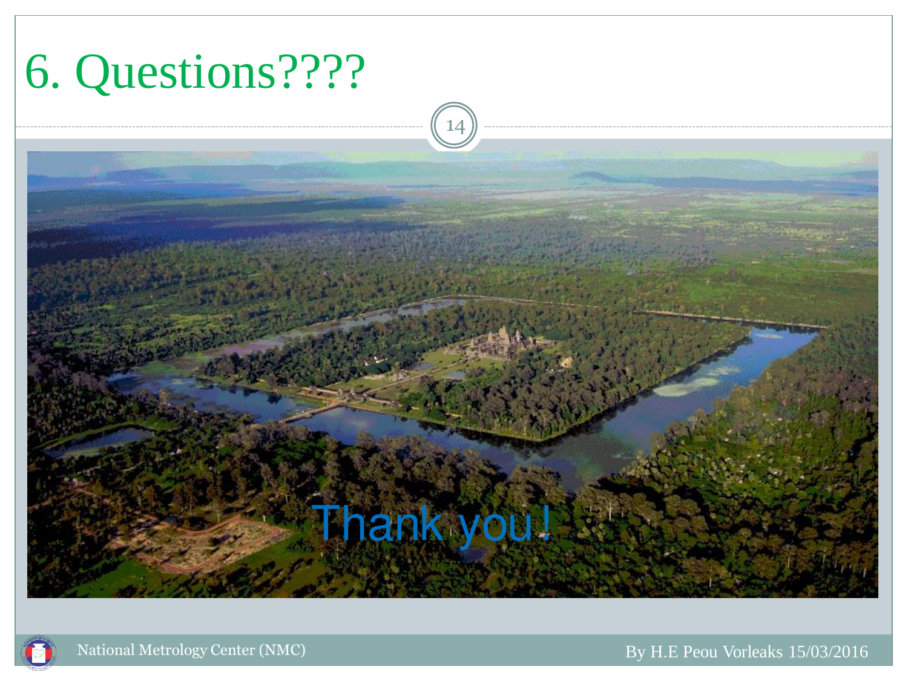# 6. Questions????

Thank you !